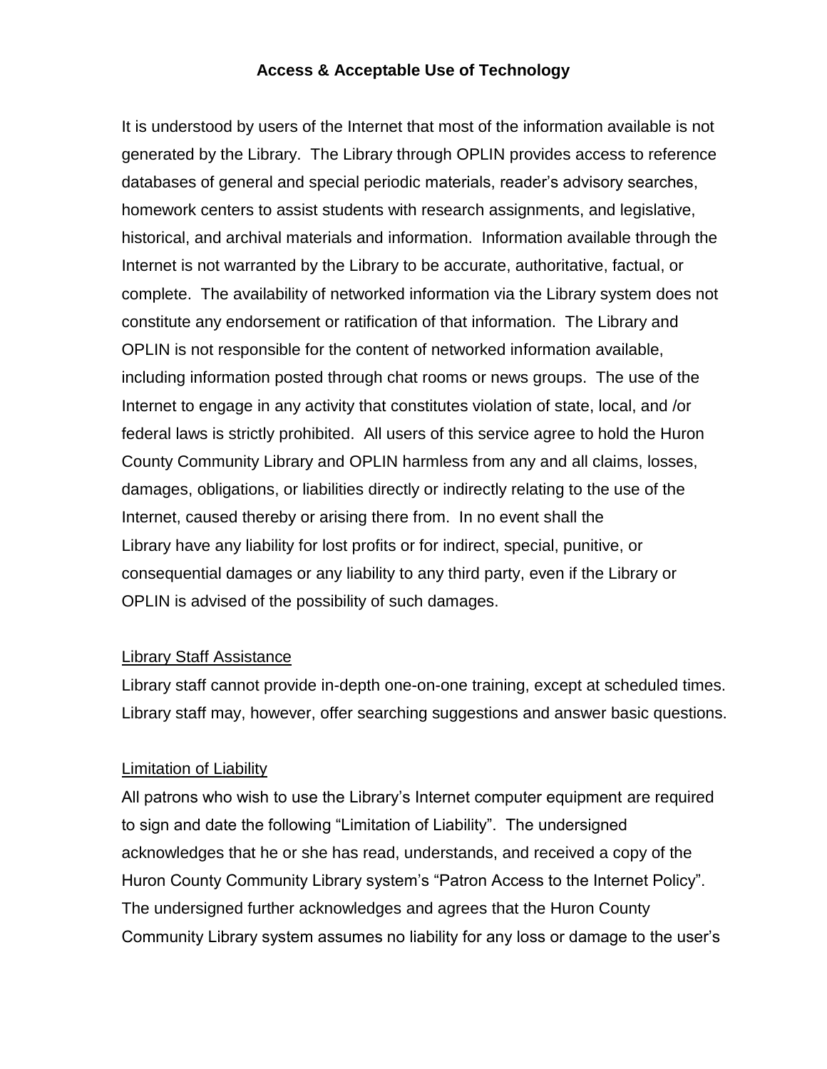# Access & Acceptable Use of Technology

It is understood by users of the Internet that most of the information available is not generated by the Library. The Library through OPLIN provides access to reference databases of general and special periodic materials, reader's advisory searches, homework centers to assist students with research assignments, and legislative, historical, and archival materials and information. Information available through the Internet is not warranted by the Library to be accurate, authoritative, factual, or complete. The availability of networked information via the Library system does not constitute any endorsement or ratification of that information. The Library and OPLIN is not responsible for the content of networked information available, including information posted through chat rooms or news groups. The use of the Internet to engage in any activity that constitutes violation of state, local, and /or federal laws is strictly prohibited. All users of this service agree to hold the Huron County Community Library and OPLIN harmless from any and all claims, losses, damages, obligations, or liabilities directly or indirectly relating to the use of the Internet, caused thereby or arising there from. In no event shall the Library have any liability for lost profits or for indirect, special, punitive, or consequential damages or any liability to any third party, even if the Library or OPLIN is advised of the possibility of such damages.

## Library Staff Assistance

Library staff cannot provide in-depth one-on-one training, except at scheduled times. Library staff may, however, offer searching suggestions and answer basic questions.

## Limitation of Liability

All patrons who wish to use the Library's Internet computer equipment are required to sign and date the following "Limitation of Liability". The undersigned acknowledges that he or she has read, understands, and received a copy of the Huron County Community Library system's "Patron Access to the Internet Policy". The undersigned further acknowledges and agrees that the Huron County Community Library system assumes no liability for any loss or damage to the user's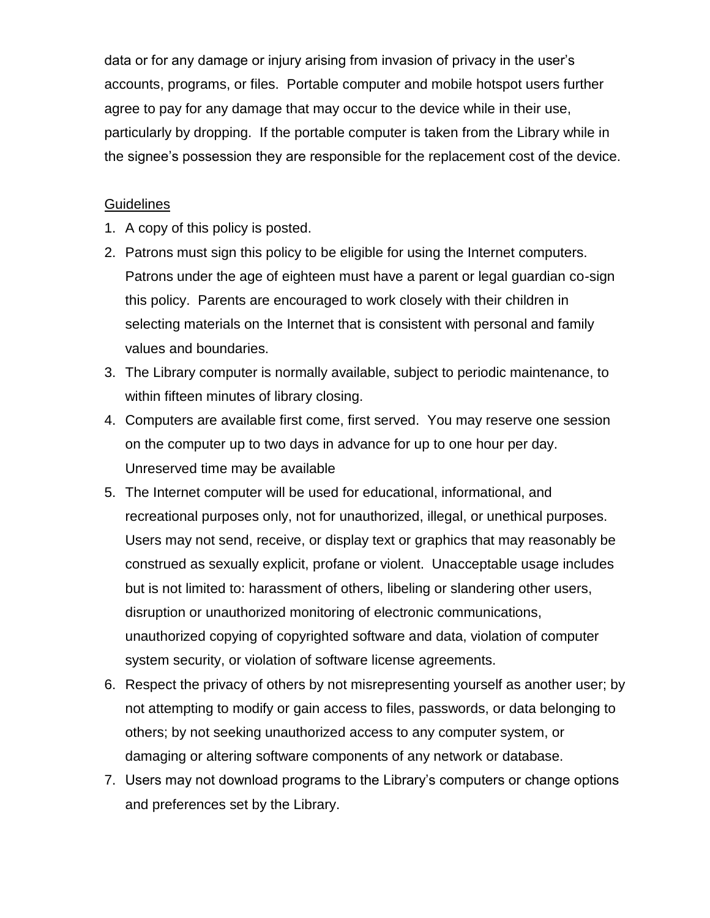data or for any damage or injury arising from invasion of privacy in the user's accounts, programs, or files. Portable computer and mobile hotspot users further agree to pay for any damage that may occur to the device while in their use, particularly by dropping. If the portable computer is taken from the Library while in the signee's possession they are responsible for the replacement cost of the device.

<u>Guidelines</u>

1. A copy of this policy is posted.
2. Patrons must sign this policy to be eligible for using the Internet computers. Patrons under the age of eighteen must have a parent or legal guardian co-sign this policy. Parents are encouraged to work closely with their children in selecting materials on the Internet that is consistent with personal and family values and boundaries.
3. The Library computer is normally available, subject to periodic maintenance, to within fifteen minutes of library closing.
4. Computers are available first come, first served. You may reserve one session on the computer up to two days in advance for up to one hour per day. Unreserved time may be available
5. The Internet computer will be used for educational, informational, and recreational purposes only, not for unauthorized, illegal, or unethical purposes. Users may not send, receive, or display text or graphics that may reasonably be construed as sexually explicit, profane or violent. Unacceptable usage includes but is not limited to: harassment of others, libeling or slandering other users, disruption or unauthorized monitoring of electronic communications, unauthorized copying of copyrighted software and data, violation of computer system security, or violation of software license agreements.
6. Respect the privacy of others by not misrepresenting yourself as another user; by not attempting to modify or gain access to files, passwords, or data belonging to others; by not seeking unauthorized access to any computer system, or damaging or altering software components of any network or database.
7. Users may not download programs to the Library's computers or change options and preferences set by the Library.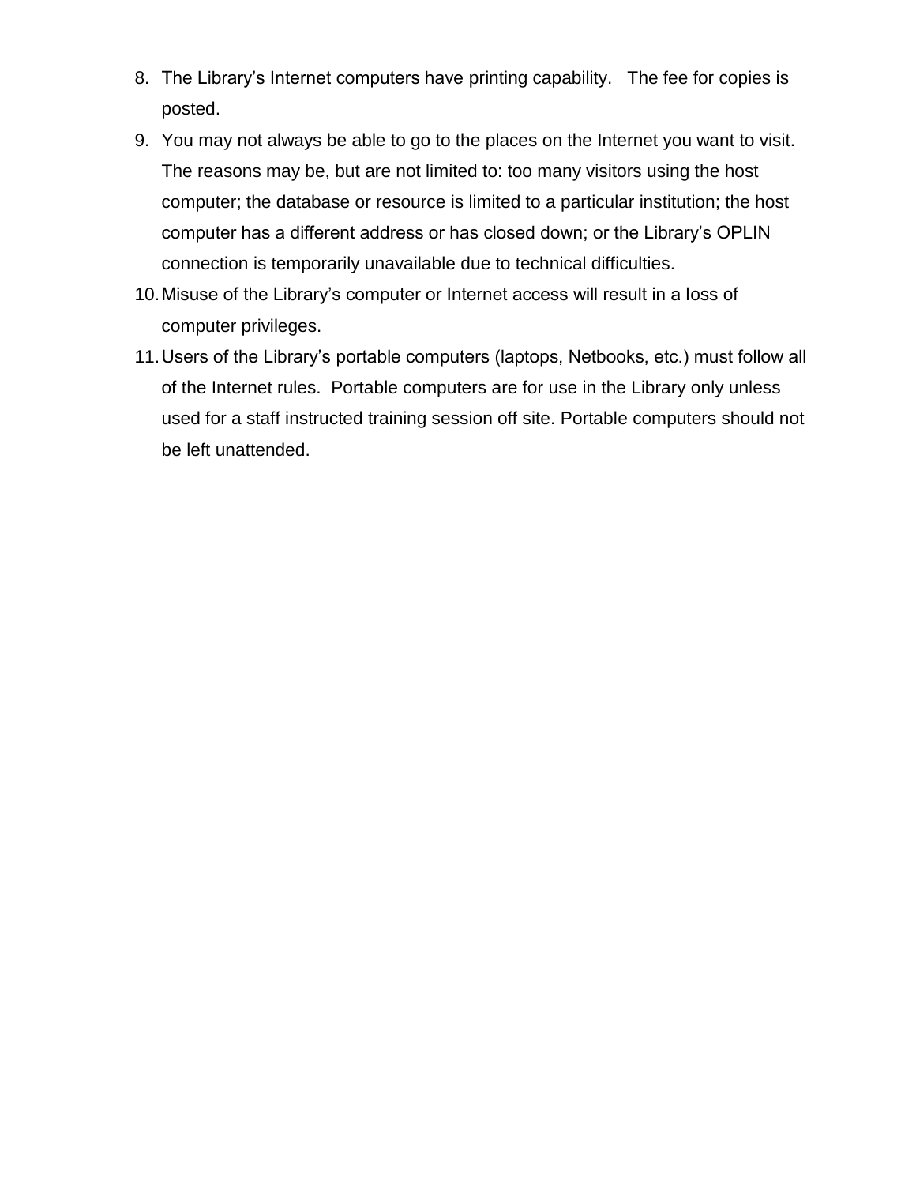8. The Library’s Internet computers have printing capability.   The fee for copies is posted.
9. You may not always be able to go to the places on the Internet you want to visit. The reasons may be, but are not limited to: too many visitors using the host computer; the database or resource is limited to a particular institution; the host computer has a different address or has closed down; or the Library’s OPLIN connection is temporarily unavailable due to technical difficulties.
10. Misuse of the Library’s computer or Internet access will result in a loss of computer privileges.
11. Users of the Library’s portable computers (laptops, Netbooks, etc.) must follow all of the Internet rules.  Portable computers are for use in the Library only unless used for a staff instructed training session off site. Portable computers should not be left unattended.